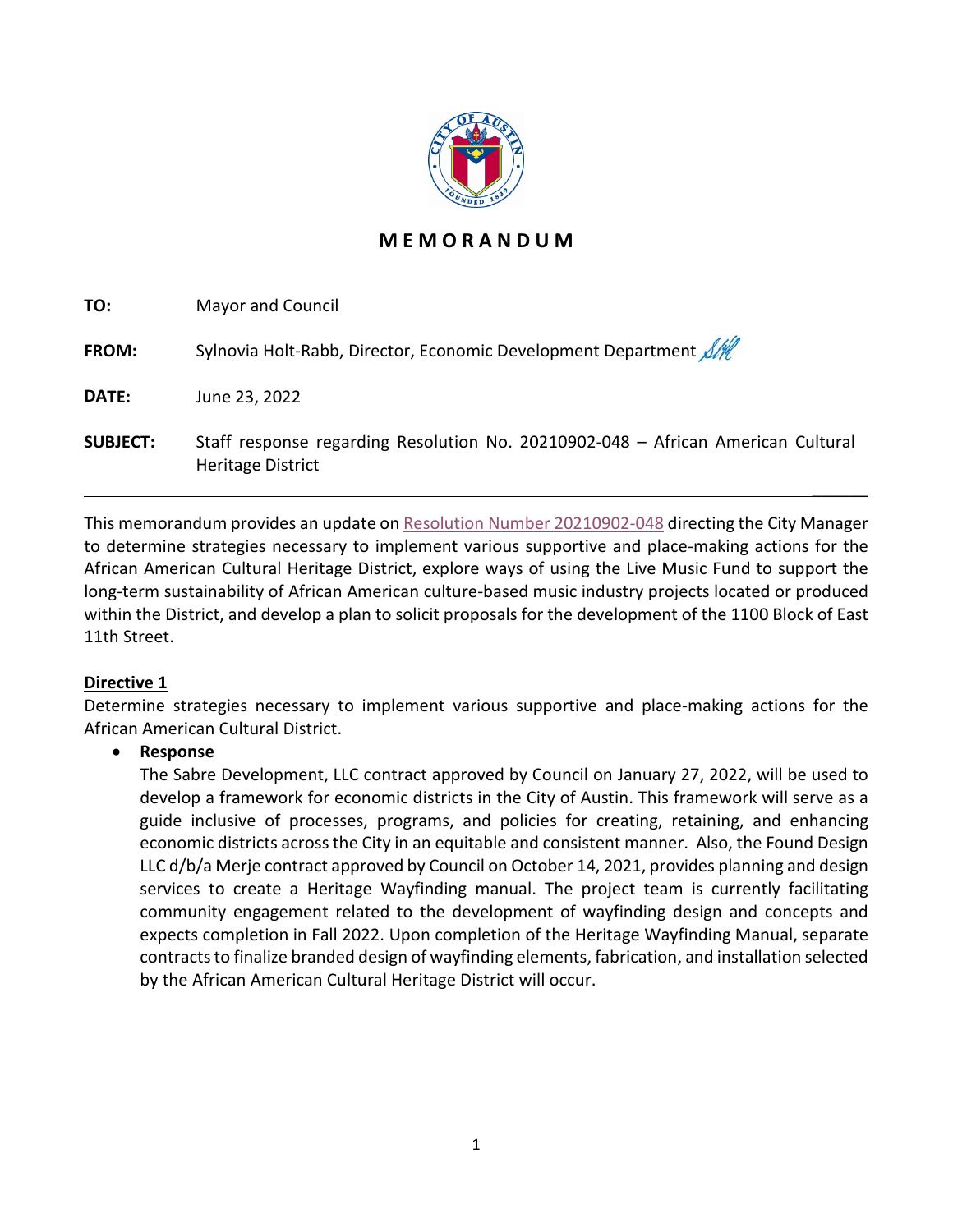# MEMORANDUM

**TO:** Mayor and Council

**FROM:** Sylnovia Holt-Rabb, Director, Economic Development Department

**DATE:** June 23, 2022

**SUBJECT:** Staff response regarding Resolution No. 20210902-048 – African American Cultural Heritage District

---

This memorandum provides an update on Resolution Number 20210902-048 directing the City Manager to determine strategies necessary to implement various supportive and place-making actions for the African American Cultural Heritage District, explore ways of using the Live Music Fund to support the long-term sustainability of African American culture-based music industry projects located or produced within the District, and develop a plan to solicit proposals for the development of the 1100 Block of East 11th Street.

**Directive 1**

Determine strategies necessary to implement various supportive and place-making actions for the African American Cultural District.

- **Response**

  The Sabre Development, LLC contract approved by Council on January 27, 2022, will be used to develop a framework for economic districts in the City of Austin. This framework will serve as a guide inclusive of processes, programs, and policies for creating, retaining, and enhancing economic districts across the City in an equitable and consistent manner. Also, the Found Design LLC d/b/a Merje contract approved by Council on October 14, 2021, provides planning and design services to create a Heritage Wayfinding manual. The project team is currently facilitating community engagement related to the development of wayfinding design and concepts and expects completion in Fall 2022. Upon completion of the Heritage Wayfinding Manual, separate contracts to finalize branded design of wayfinding elements, fabrication, and installation selected by the African American Cultural Heritage District will occur.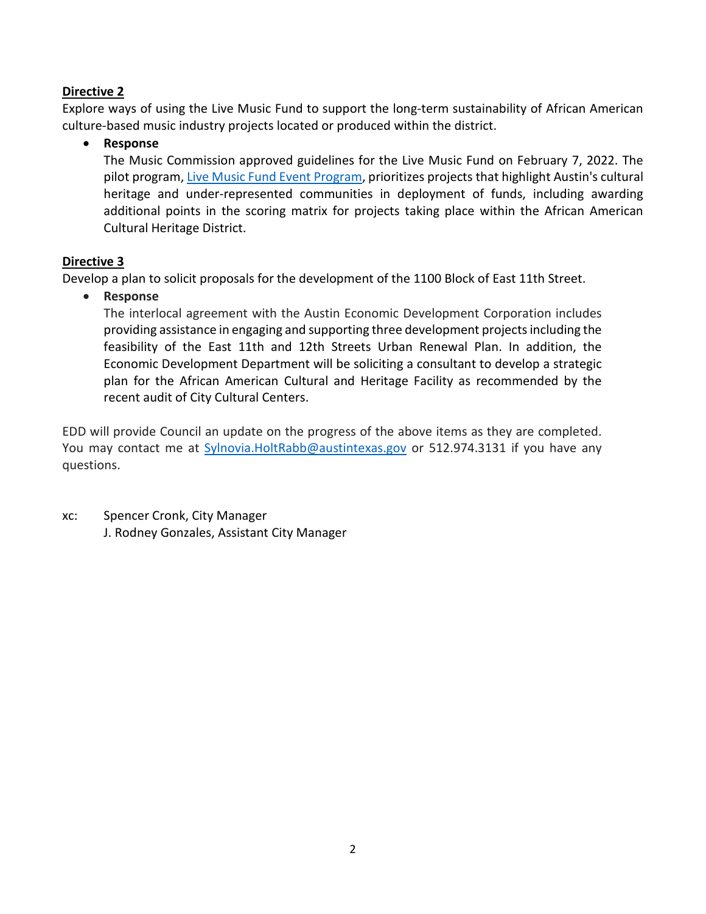**Directive 2**

Explore ways of using the Live Music Fund to support the long-term sustainability of African American culture-based music industry projects located or produced within the district.

- **Response**

  The Music Commission approved guidelines for the Live Music Fund on February 7, 2022. The pilot program, Live Music Fund Event Program, prioritizes projects that highlight Austin's cultural heritage and under-represented communities in deployment of funds, including awarding additional points in the scoring matrix for projects taking place within the African American Cultural Heritage District.

**Directive 3**

Develop a plan to solicit proposals for the development of the 1100 Block of East 11th Street.

- **Response**

  The interlocal agreement with the Austin Economic Development Corporation includes providing assistance in engaging and supporting three development projects including the feasibility of the East 11th and 12th Streets Urban Renewal Plan. In addition, the Economic Development Department will be soliciting a consultant to develop a strategic plan for the African American Cultural and Heritage Facility as recommended by the recent audit of City Cultural Centers.

EDD will provide Council an update on the progress of the above items as they are completed. You may contact me at Sylnovia.HoltRabb@austintexas.gov or 512.974.3131 if you have any questions.

xc: Spencer Cronk, City Manager
J. Rodney Gonzales, Assistant City Manager